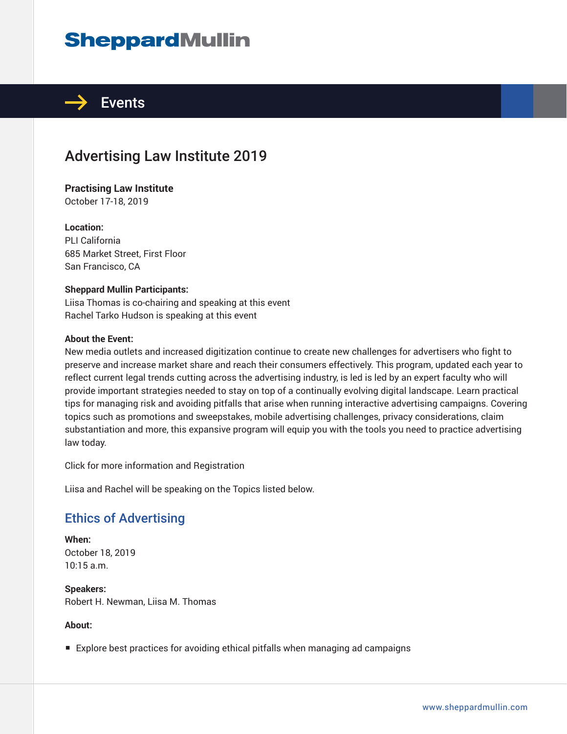# SheppardMullin

## Events

# Advertising Law Institute 2019

**Practising Law Institute**
October 17-18, 2019

**Location:**
PLI California
685 Market Street, First Floor
San Francisco, CA

**Sheppard Mullin Participants:**
Liisa Thomas is co-chairing and speaking at this event
Rachel Tarko Hudson is speaking at this event

**About the Event:**
New media outlets and increased digitization continue to create new challenges for advertisers who fight to preserve and increase market share and reach their consumers effectively. This program, updated each year to reflect current legal trends cutting across the advertising industry, is led is led by an expert faculty who will provide important strategies needed to stay on top of a continually evolving digital landscape. Learn practical tips for managing risk and avoiding pitfalls that arise when running interactive advertising campaigns. Covering topics such as promotions and sweepstakes, mobile advertising challenges, privacy considerations, claim substantiation and more, this expansive program will equip you with the tools you need to practice advertising law today.

Click for more information and Registration

Liisa and Rachel will be speaking on the Topics listed below.

## Ethics of Advertising

**When:**
October 18, 2019
10:15 a.m.

**Speakers:**
Robert H. Newman, Liisa M. Thomas

**About:**

- Explore best practices for avoiding ethical pitfalls when managing ad campaigns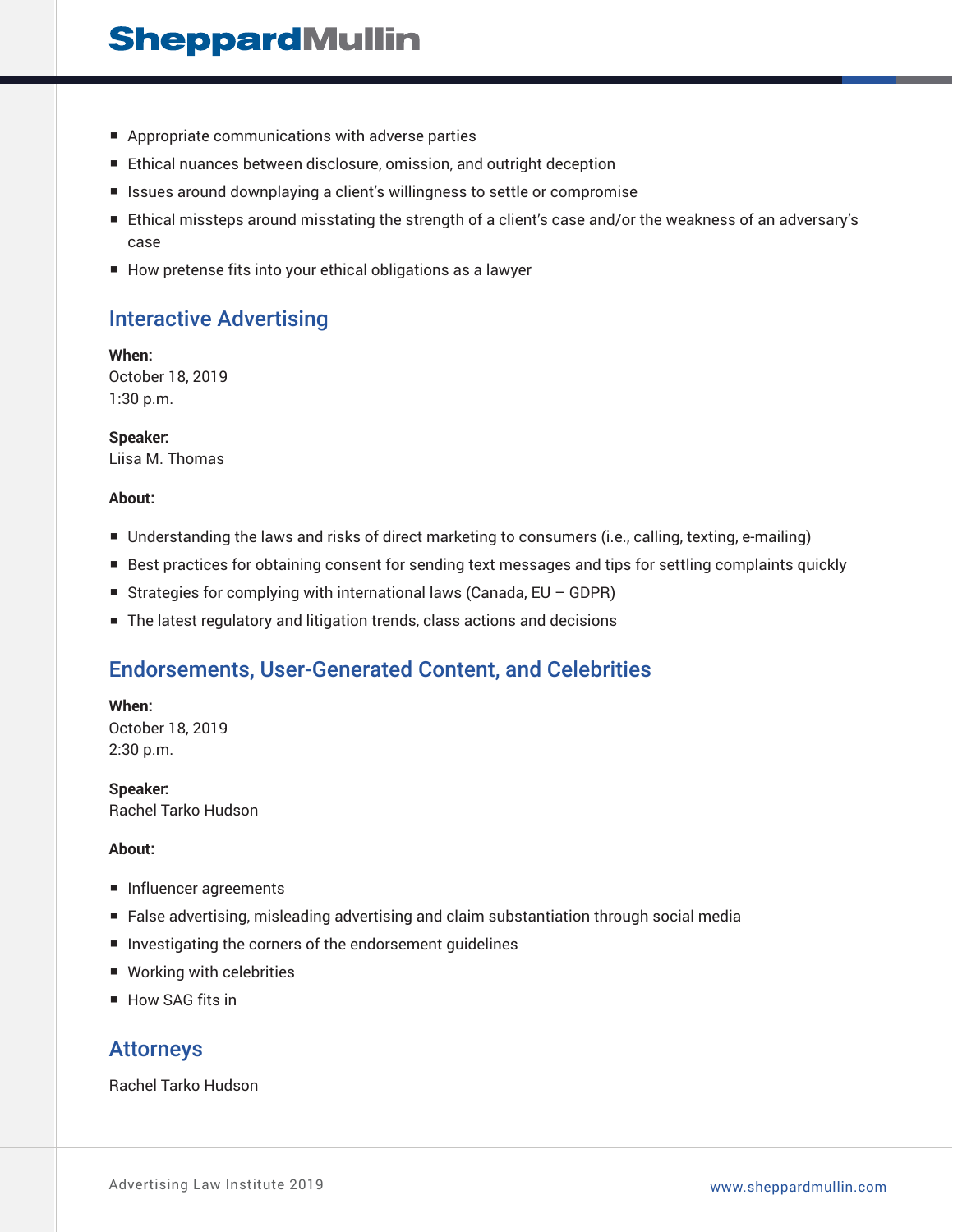- Appropriate communications with adverse parties
- Ethical nuances between disclosure, omission, and outright deception
- Issues around downplaying a client's willingness to settle or compromise
- Ethical missteps around misstating the strength of a client's case and/or the weakness of an adversary's case
- How pretense fits into your ethical obligations as a lawyer

## Interactive Advertising

**When:**
October 18, 2019
1:30 p.m.

**Speaker:**
Liisa M. Thomas

**About:**

- Understanding the laws and risks of direct marketing to consumers (i.e., calling, texting, e-mailing)
- Best practices for obtaining consent for sending text messages and tips for settling complaints quickly
- Strategies for complying with international laws (Canada, EU – GDPR)
- The latest regulatory and litigation trends, class actions and decisions

## Endorsements, User-Generated Content, and Celebrities

**When:**
October 18, 2019
2:30 p.m.

**Speaker:**
Rachel Tarko Hudson

**About:**

- Influencer agreements
- False advertising, misleading advertising and claim substantiation through social media
- Investigating the corners of the endorsement guidelines
- Working with celebrities
- How SAG fits in

## Attorneys

Rachel Tarko Hudson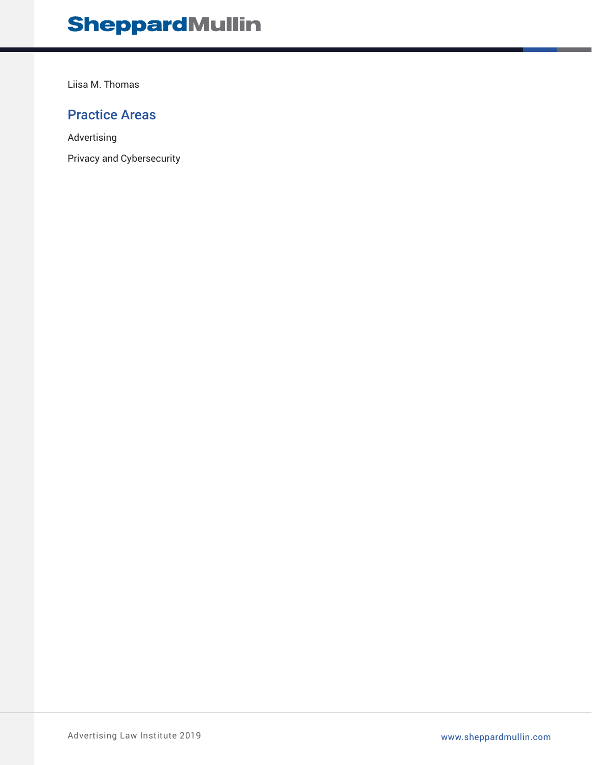Liisa M. Thomas

## Practice Areas

Advertising

Privacy and Cybersecurity